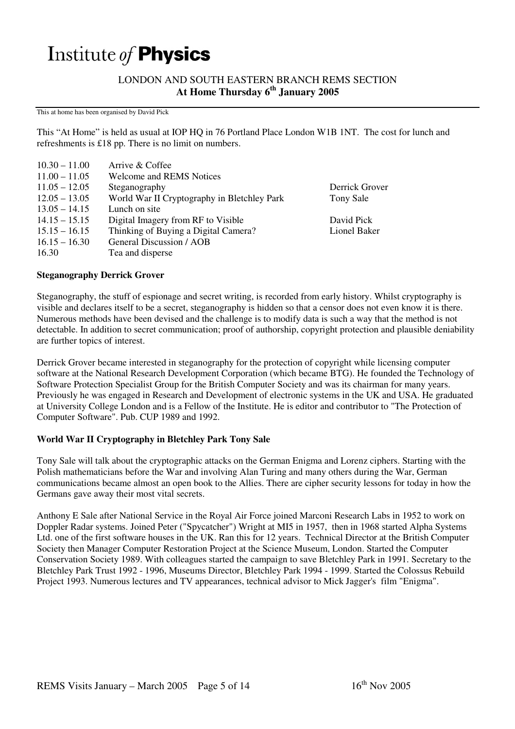# Institute *of* **Physics**

## LONDON AND SOUTH EASTERN BRANCH REMS SECTION

## At Home Thursday 6th January 2005

This at home has been organised by David Pick

This "At Home" is held as usual at IOP HQ in 76 Portland Place London W1B 1NT. The cost for lunch and refreshments is £18 pp. There is no limit on numbers.

| | | |
|---|---|---|
| 10.30 – 11.00 | Arrive & Coffee | |
| 11.00 – 11.05 | Welcome and REMS Notices | |
| 11.05 – 12.05 | Steganography | Derrick Grover |
| 12.05 – 13.05 | World War II Cryptography in Bletchley Park | Tony Sale |
| 13.05 – 14.15 | Lunch on site | |
| 14.15 – 15.15 | Digital Imagery from RF to Visible | David Pick |
| 15.15 – 16.15 | Thinking of Buying a Digital Camera? | Lionel Baker |
| 16.15 – 16.30 | General Discussion / AOB | |
| 16.30 | Tea and disperse | |

**Steganography Derrick Grover**

Steganography, the stuff of espionage and secret writing, is recorded from early history. Whilst cryptography is visible and declares itself to be a secret, steganography is hidden so that a censor does not even know it is there. Numerous methods have been devised and the challenge is to modify data is such a way that the method is not detectable. In addition to secret communication; proof of authorship, copyright protection and plausible deniability are further topics of interest.

Derrick Grover became interested in steganography for the protection of copyright while licensing computer software at the National Research Development Corporation (which became BTG). He founded the Technology of Software Protection Specialist Group for the British Computer Society and was its chairman for many years. Previously he was engaged in Research and Development of electronic systems in the UK and USA. He graduated at University College London and is a Fellow of the Institute. He is editor and contributor to "The Protection of Computer Software". Pub. CUP 1989 and 1992.

**World War II Cryptography in Bletchley Park Tony Sale**

Tony Sale will talk about the cryptographic attacks on the German Enigma and Lorenz ciphers. Starting with the Polish mathematicians before the War and involving Alan Turing and many others during the War, German communications became almost an open book to the Allies. There are cipher security lessons for today in how the Germans gave away their most vital secrets.

Anthony E Sale after National Service in the Royal Air Force joined Marconi Research Labs in 1952 to work on Doppler Radar systems. Joined Peter ("Spycatcher") Wright at MI5 in 1957, then in 1968 started Alpha Systems Ltd. one of the first software houses in the UK. Ran this for 12 years. Technical Director at the British Computer Society then Manager Computer Restoration Project at the Science Museum, London. Started the Computer Conservation Society 1989. With colleagues started the campaign to save Bletchley Park in 1991. Secretary to the Bletchley Park Trust 1992 - 1996, Museums Director, Bletchley Park 1994 - 1999. Started the Colossus Rebuild Project 1993. Numerous lectures and TV appearances, technical advisor to Mick Jagger's film "Enigma".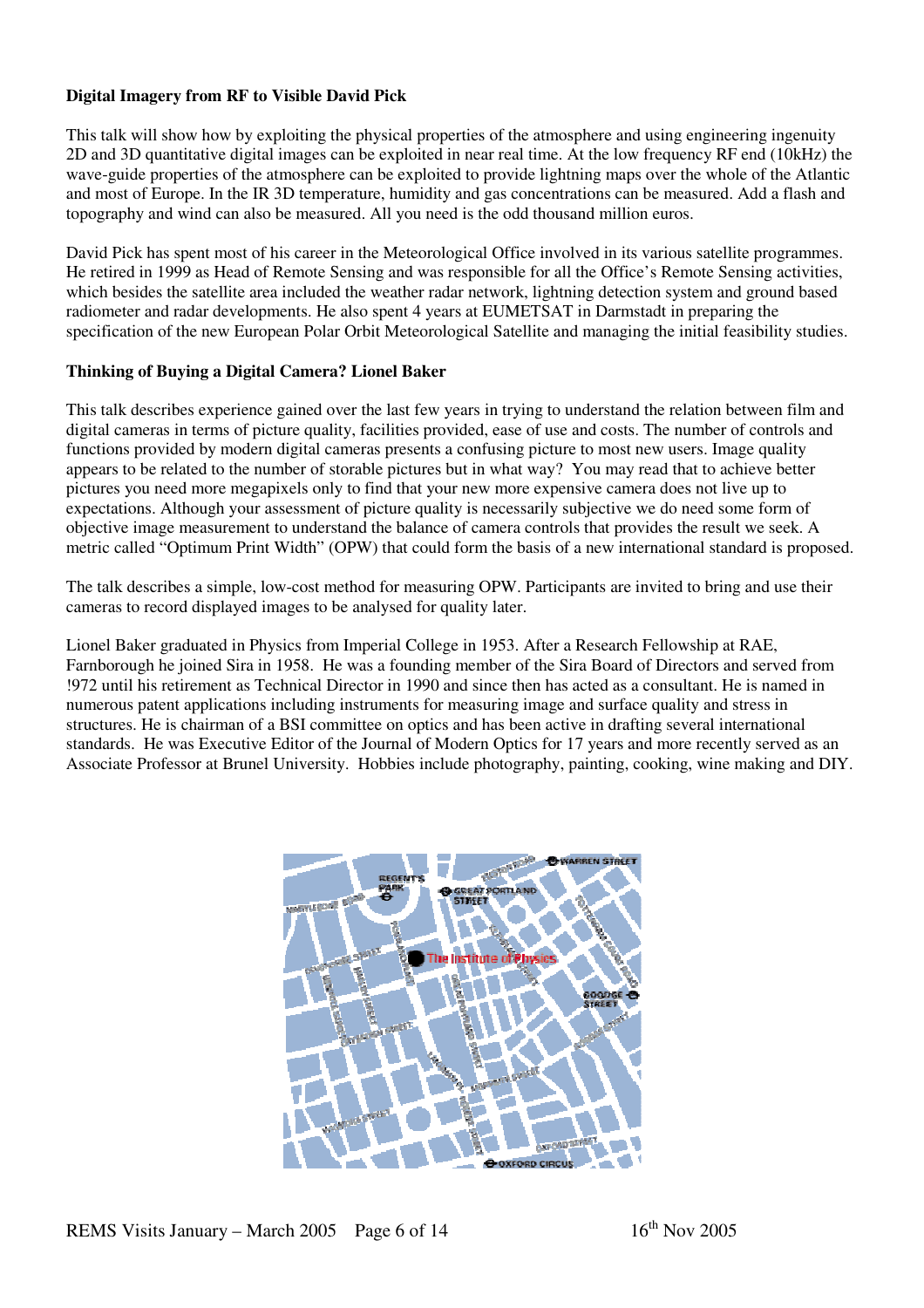**Digital Imagery from RF to Visible David Pick**

This talk will show how by exploiting the physical properties of the atmosphere and using engineering ingenuity 2D and 3D quantitative digital images can be exploited in near real time. At the low frequency RF end (10kHz) the wave-guide properties of the atmosphere can be exploited to provide lightning maps over the whole of the Atlantic and most of Europe. In the IR 3D temperature, humidity and gas concentrations can be measured. Add a flash and topography and wind can also be measured. All you need is the odd thousand million euros.

David Pick has spent most of his career in the Meteorological Office involved in its various satellite programmes. He retired in 1999 as Head of Remote Sensing and was responsible for all the Office's Remote Sensing activities, which besides the satellite area included the weather radar network, lightning detection system and ground based radiometer and radar developments. He also spent 4 years at EUMETSAT in Darmstadt in preparing the specification of the new European Polar Orbit Meteorological Satellite and managing the initial feasibility studies.

**Thinking of Buying a Digital Camera? Lionel Baker**

This talk describes experience gained over the last few years in trying to understand the relation between film and digital cameras in terms of picture quality, facilities provided, ease of use and costs. The number of controls and functions provided by modern digital cameras presents a confusing picture to most new users. Image quality appears to be related to the number of storable pictures but in what way? You may read that to achieve better pictures you need more megapixels only to find that your new more expensive camera does not live up to expectations. Although your assessment of picture quality is necessarily subjective we do need some form of objective image measurement to understand the balance of camera controls that provides the result we seek. A metric called "Optimum Print Width" (OPW) that could form the basis of a new international standard is proposed.

The talk describes a simple, low-cost method for measuring OPW. Participants are invited to bring and use their cameras to record displayed images to be analysed for quality later.

Lionel Baker graduated in Physics from Imperial College in 1953. After a Research Fellowship at RAE, Farnborough he joined Sira in 1958. He was a founding member of the Sira Board of Directors and served from !972 until his retirement as Technical Director in 1990 and since then has acted as a consultant. He is named in numerous patent applications including instruments for measuring image and surface quality and stress in structures. He is chairman of a BSI committee on optics and has been active in drafting several international standards. He was Executive Editor of the Journal of Modern Optics for 17 years and more recently served as an Associate Professor at Brunel University. Hobbies include photography, painting, cooking, wine making and DIY.

WARREN STREET
REGENT'S PARK
GREAT PORTLAND STREET
The Institute of Physics
GOODGE STREET
OXFORD CIRCUS